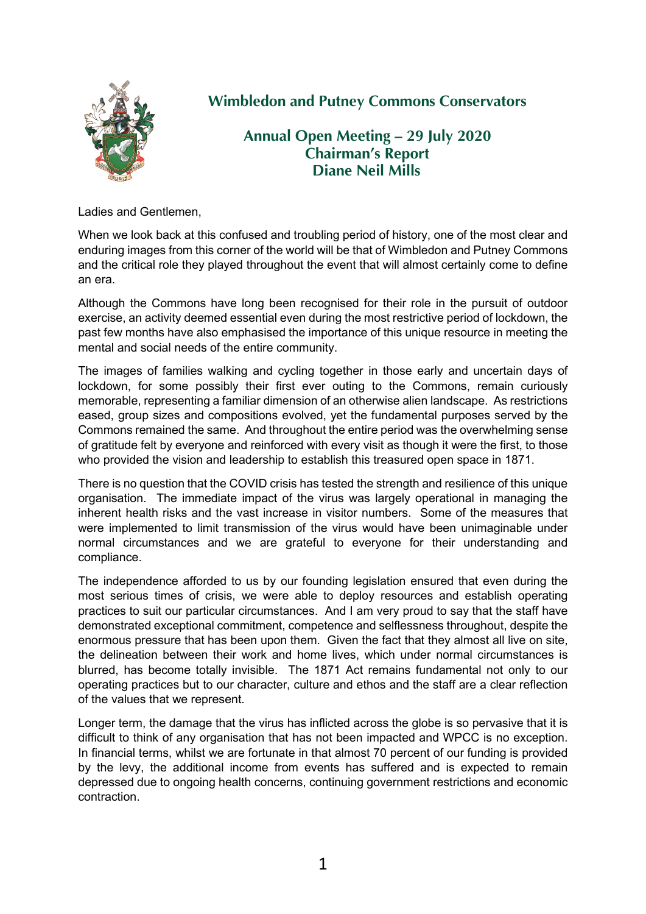# Wimbledon and Putney Commons Conservators

## Annual Open Meeting – 29 July 2020
## Chairman's Report
## Diane Neil Mills

Ladies and Gentlemen,

When we look back at this confused and troubling period of history, one of the most clear and enduring images from this corner of the world will be that of Wimbledon and Putney Commons and the critical role they played throughout the event that will almost certainly come to define an era.

Although the Commons have long been recognised for their role in the pursuit of outdoor exercise, an activity deemed essential even during the most restrictive period of lockdown, the past few months have also emphasised the importance of this unique resource in meeting the mental and social needs of the entire community.

The images of families walking and cycling together in those early and uncertain days of lockdown, for some possibly their first ever outing to the Commons, remain curiously memorable, representing a familiar dimension of an otherwise alien landscape. As restrictions eased, group sizes and compositions evolved, yet the fundamental purposes served by the Commons remained the same. And throughout the entire period was the overwhelming sense of gratitude felt by everyone and reinforced with every visit as though it were the first, to those who provided the vision and leadership to establish this treasured open space in 1871.

There is no question that the COVID crisis has tested the strength and resilience of this unique organisation. The immediate impact of the virus was largely operational in managing the inherent health risks and the vast increase in visitor numbers. Some of the measures that were implemented to limit transmission of the virus would have been unimaginable under normal circumstances and we are grateful to everyone for their understanding and compliance.

The independence afforded to us by our founding legislation ensured that even during the most serious times of crisis, we were able to deploy resources and establish operating practices to suit our particular circumstances. And I am very proud to say that the staff have demonstrated exceptional commitment, competence and selflessness throughout, despite the enormous pressure that has been upon them. Given the fact that they almost all live on site, the delineation between their work and home lives, which under normal circumstances is blurred, has become totally invisible. The 1871 Act remains fundamental not only to our operating practices but to our character, culture and ethos and the staff are a clear reflection of the values that we represent.

Longer term, the damage that the virus has inflicted across the globe is so pervasive that it is difficult to think of any organisation that has not been impacted and WPCC is no exception. In financial terms, whilst we are fortunate in that almost 70 percent of our funding is provided by the levy, the additional income from events has suffered and is expected to remain depressed due to ongoing health concerns, continuing government restrictions and economic contraction.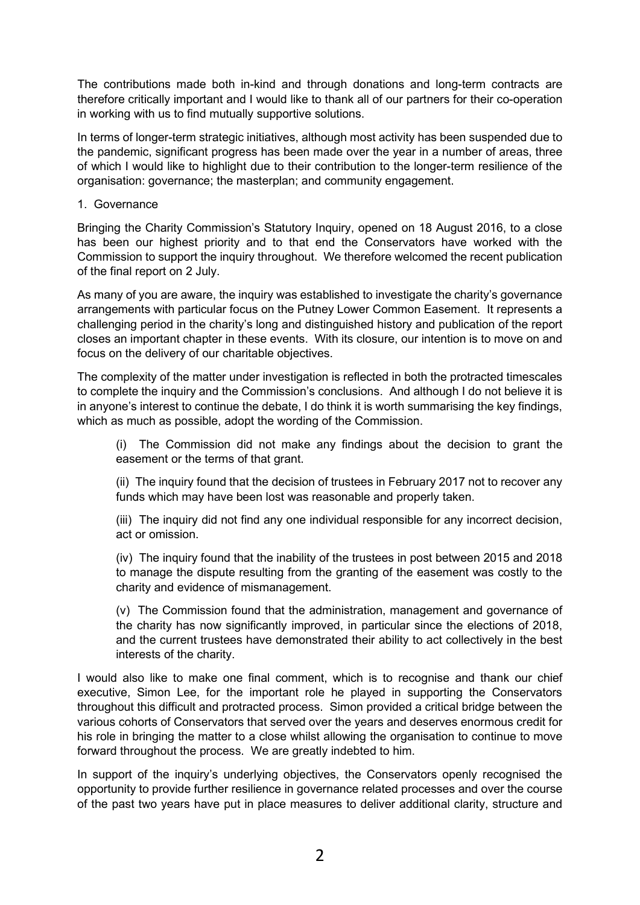The contributions made both in-kind and through donations and long-term contracts are therefore critically important and I would like to thank all of our partners for their co-operation in working with us to find mutually supportive solutions.

In terms of longer-term strategic initiatives, although most activity has been suspended due to the pandemic, significant progress has been made over the year in a number of areas, three of which I would like to highlight due to their contribution to the longer-term resilience of the organisation: governance; the masterplan; and community engagement.

1. Governance

Bringing the Charity Commission's Statutory Inquiry, opened on 18 August 2016, to a close has been our highest priority and to that end the Conservators have worked with the Commission to support the inquiry throughout. We therefore welcomed the recent publication of the final report on 2 July.

As many of you are aware, the inquiry was established to investigate the charity's governance arrangements with particular focus on the Putney Lower Common Easement. It represents a challenging period in the charity's long and distinguished history and publication of the report closes an important chapter in these events. With its closure, our intention is to move on and focus on the delivery of our charitable objectives.

The complexity of the matter under investigation is reflected in both the protracted timescales to complete the inquiry and the Commission's conclusions. And although I do not believe it is in anyone's interest to continue the debate, I do think it is worth summarising the key findings, which as much as possible, adopt the wording of the Commission.

(i) The Commission did not make any findings about the decision to grant the easement or the terms of that grant.

(ii) The inquiry found that the decision of trustees in February 2017 not to recover any funds which may have been lost was reasonable and properly taken.

(iii) The inquiry did not find any one individual responsible for any incorrect decision, act or omission.

(iv) The inquiry found that the inability of the trustees in post between 2015 and 2018 to manage the dispute resulting from the granting of the easement was costly to the charity and evidence of mismanagement.

(v) The Commission found that the administration, management and governance of the charity has now significantly improved, in particular since the elections of 2018, and the current trustees have demonstrated their ability to act collectively in the best interests of the charity.

I would also like to make one final comment, which is to recognise and thank our chief executive, Simon Lee, for the important role he played in supporting the Conservators throughout this difficult and protracted process. Simon provided a critical bridge between the various cohorts of Conservators that served over the years and deserves enormous credit for his role in bringing the matter to a close whilst allowing the organisation to continue to move forward throughout the process. We are greatly indebted to him.

In support of the inquiry's underlying objectives, the Conservators openly recognised the opportunity to provide further resilience in governance related processes and over the course of the past two years have put in place measures to deliver additional clarity, structure and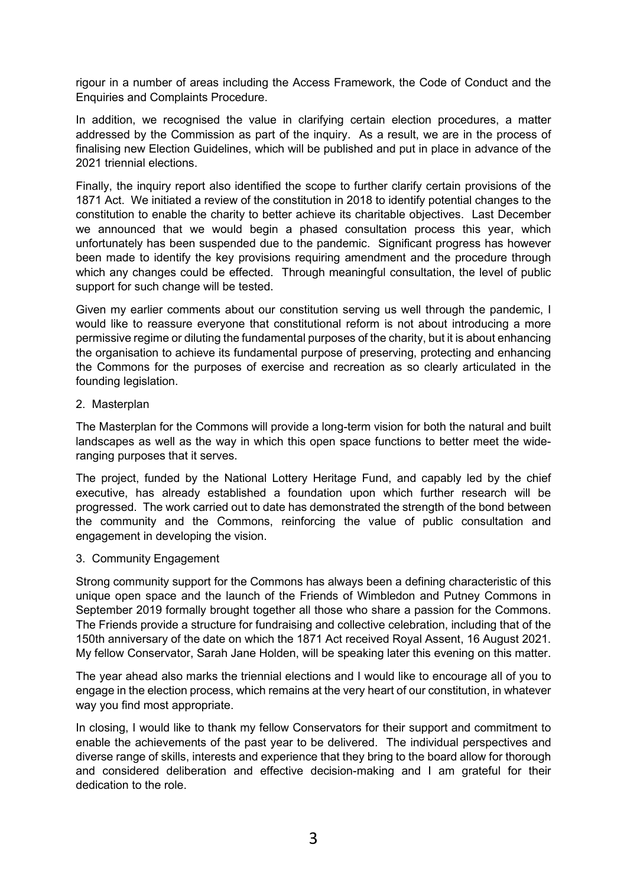rigour in a number of areas including the Access Framework, the Code of Conduct and the Enquiries and Complaints Procedure.

In addition, we recognised the value in clarifying certain election procedures, a matter addressed by the Commission as part of the inquiry. As a result, we are in the process of finalising new Election Guidelines, which will be published and put in place in advance of the 2021 triennial elections.

Finally, the inquiry report also identified the scope to further clarify certain provisions of the 1871 Act. We initiated a review of the constitution in 2018 to identify potential changes to the constitution to enable the charity to better achieve its charitable objectives. Last December we announced that we would begin a phased consultation process this year, which unfortunately has been suspended due to the pandemic. Significant progress has however been made to identify the key provisions requiring amendment and the procedure through which any changes could be effected. Through meaningful consultation, the level of public support for such change will be tested.

Given my earlier comments about our constitution serving us well through the pandemic, I would like to reassure everyone that constitutional reform is not about introducing a more permissive regime or diluting the fundamental purposes of the charity, but it is about enhancing the organisation to achieve its fundamental purpose of preserving, protecting and enhancing the Commons for the purposes of exercise and recreation as so clearly articulated in the founding legislation.

2. Masterplan

The Masterplan for the Commons will provide a long-term vision for both the natural and built landscapes as well as the way in which this open space functions to better meet the wide-ranging purposes that it serves.

The project, funded by the National Lottery Heritage Fund, and capably led by the chief executive, has already established a foundation upon which further research will be progressed. The work carried out to date has demonstrated the strength of the bond between the community and the Commons, reinforcing the value of public consultation and engagement in developing the vision.

3. Community Engagement

Strong community support for the Commons has always been a defining characteristic of this unique open space and the launch of the Friends of Wimbledon and Putney Commons in September 2019 formally brought together all those who share a passion for the Commons. The Friends provide a structure for fundraising and collective celebration, including that of the 150th anniversary of the date on which the 1871 Act received Royal Assent, 16 August 2021. My fellow Conservator, Sarah Jane Holden, will be speaking later this evening on this matter.

The year ahead also marks the triennial elections and I would like to encourage all of you to engage in the election process, which remains at the very heart of our constitution, in whatever way you find most appropriate.

In closing, I would like to thank my fellow Conservators for their support and commitment to enable the achievements of the past year to be delivered. The individual perspectives and diverse range of skills, interests and experience that they bring to the board allow for thorough and considered deliberation and effective decision-making and I am grateful for their dedication to the role.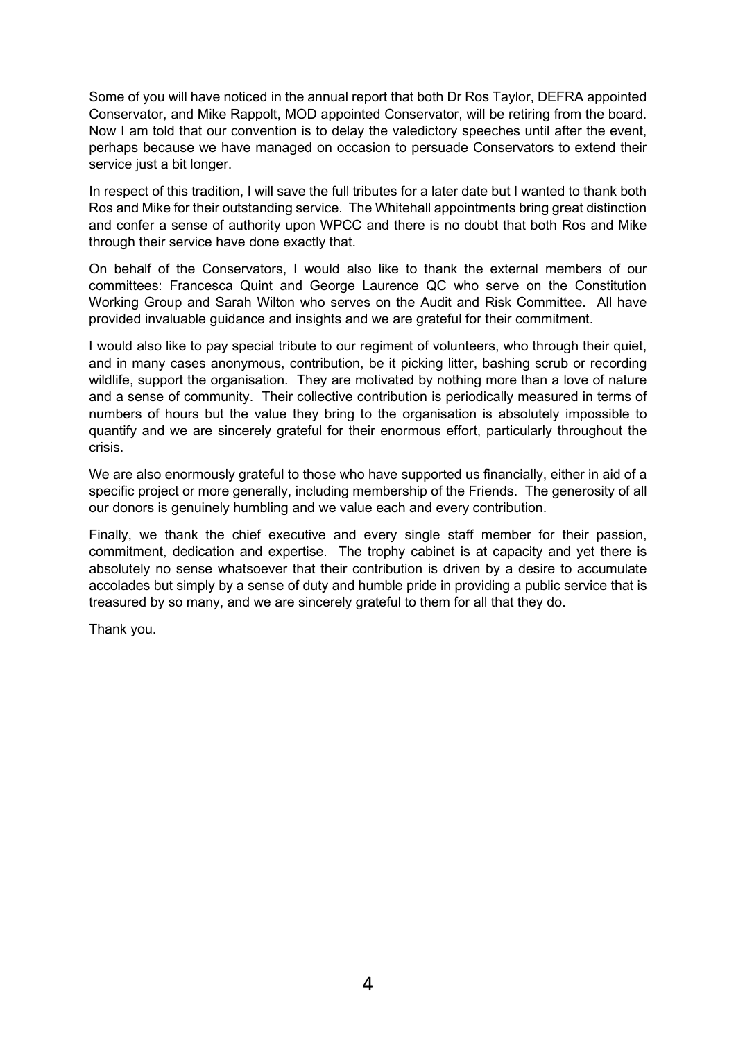Some of you will have noticed in the annual report that both Dr Ros Taylor, DEFRA appointed Conservator, and Mike Rappolt, MOD appointed Conservator, will be retiring from the board. Now I am told that our convention is to delay the valedictory speeches until after the event, perhaps because we have managed on occasion to persuade Conservators to extend their service just a bit longer.

In respect of this tradition, I will save the full tributes for a later date but I wanted to thank both Ros and Mike for their outstanding service. The Whitehall appointments bring great distinction and confer a sense of authority upon WPCC and there is no doubt that both Ros and Mike through their service have done exactly that.

On behalf of the Conservators, I would also like to thank the external members of our committees: Francesca Quint and George Laurence QC who serve on the Constitution Working Group and Sarah Wilton who serves on the Audit and Risk Committee. All have provided invaluable guidance and insights and we are grateful for their commitment.

I would also like to pay special tribute to our regiment of volunteers, who through their quiet, and in many cases anonymous, contribution, be it picking litter, bashing scrub or recording wildlife, support the organisation. They are motivated by nothing more than a love of nature and a sense of community. Their collective contribution is periodically measured in terms of numbers of hours but the value they bring to the organisation is absolutely impossible to quantify and we are sincerely grateful for their enormous effort, particularly throughout the crisis.

We are also enormously grateful to those who have supported us financially, either in aid of a specific project or more generally, including membership of the Friends. The generosity of all our donors is genuinely humbling and we value each and every contribution.

Finally, we thank the chief executive and every single staff member for their passion, commitment, dedication and expertise. The trophy cabinet is at capacity and yet there is absolutely no sense whatsoever that their contribution is driven by a desire to accumulate accolades but simply by a sense of duty and humble pride in providing a public service that is treasured by so many, and we are sincerely grateful to them for all that they do.

Thank you.